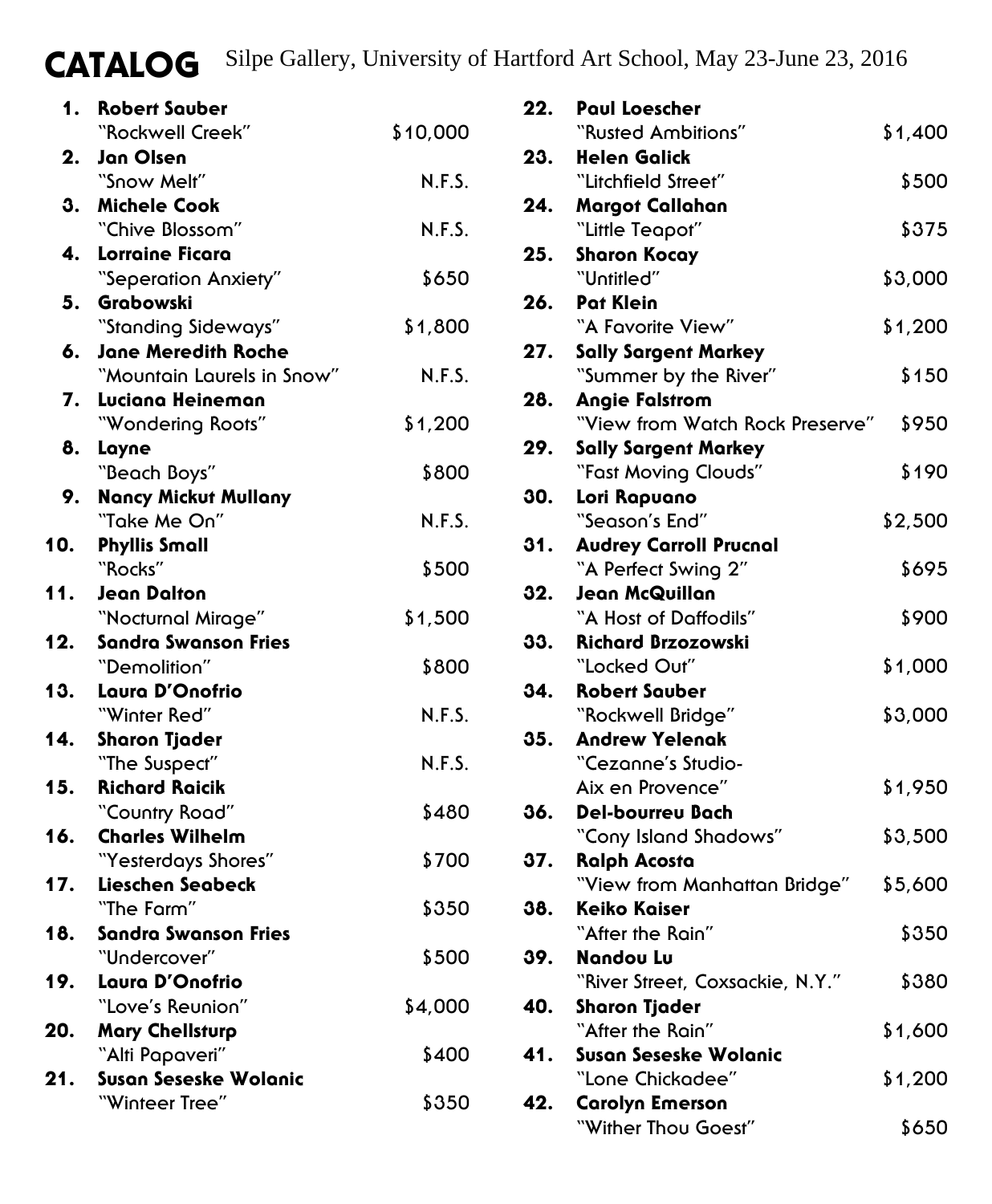# CATALOG

Silpe Gallery, University of Hartford Art School, May 23-June 23, 2016

| No. | Artist / Title | Price |
|---|---|---|
| 1. | **Robert Sauber** "Rockwell Creek" | $10,000 |
| 2. | **Jan Olsen** "Snow Melt" | N.F.S. |
| 3. | **Michele Cook** "Chive Blossom" | N.F.S. |
| 4. | **Lorraine Ficara** "Seperation Anxiety" | $650 |
| 5. | **Grabowski** "Standing Sideways" | $1,800 |
| 6. | **Jane Meredith Roche** "Mountain Laurels in Snow" | N.F.S. |
| 7. | **Luciana Heineman** "Wondering Roots" | $1,200 |
| 8. | **Layne** "Beach Boys" | $800 |
| 9. | **Nancy Mickut Mullany** "Take Me On" | N.F.S. |
| 10. | **Phyllis Small** "Rocks" | $500 |
| 11. | **Jean Dalton** "Nocturnal Mirage" | $1,500 |
| 12. | **Sandra Swanson Fries** "Demolition" | $800 |
| 13. | **Laura D'Onofrio** "Winter Red" | N.F.S. |
| 14. | **Sharon Tjader** "The Suspect" | N.F.S. |
| 15. | **Richard Raicik** "Country Road" | $480 |
| 16. | **Charles Wilhelm** "Yesterdays Shores" | $700 |
| 17. | **Lieschen Seabeck** "The Farm" | $350 |
| 18. | **Sandra Swanson Fries** "Undercover" | $500 |
| 19. | **Laura D'Onofrio** "Love's Reunion" | $4,000 |
| 20. | **Mary Chellsturp** "Alti Papaveri" | $400 |
| 21. | **Susan Seseske Wolanic** "Winteer Tree" | $350 |
| 22. | **Paul Loescher** "Rusted Ambitions" | $1,400 |
| 23. | **Helen Galick** "Litchfield Street" | $500 |
| 24. | **Margot Callahan** "Little Teapot" | $375 |
| 25. | **Sharon Kocay** "Untitled" | $3,000 |
| 26. | **Pat Klein** "A Favorite View" | $1,200 |
| 27. | **Sally Sargent Markey** "Summer by the River" | $150 |
| 28. | **Angie Falstrom** "View from Watch Rock Preserve" | $950 |
| 29. | **Sally Sargent Markey** "Fast Moving Clouds" | $190 |
| 30. | **Lori Rapuano** "Season's End" | $2,500 |
| 31. | **Audrey Carroll Prucnal** "A Perfect Swing 2" | $695 |
| 32. | **Jean McQuillan** "A Host of Daffodils" | $900 |
| 33. | **Richard Brzozowski** "Locked Out" | $1,000 |
| 34. | **Robert Sauber** "Rockwell Bridge" | $3,000 |
| 35. | **Andrew Yelenak** "Cezanne's Studio- Aix en Provence" | $1,950 |
| 36. | **Del-bourreu Bach** "Cony Island Shadows" | $3,500 |
| 37. | **Ralph Acosta** "View from Manhattan Bridge" | $5,600 |
| 38. | **Keiko Kaiser** "After the Rain" | $350 |
| 39. | **Nandou Lu** "River Street, Coxsackie, N.Y." | $380 |
| 40. | **Sharon Tjader** "After the Rain" | $1,600 |
| 41. | **Susan Seseske Wolanic** "Lone Chickadee" | $1,200 |
| 42. | **Carolyn Emerson** "Wither Thou Goest" | $650 |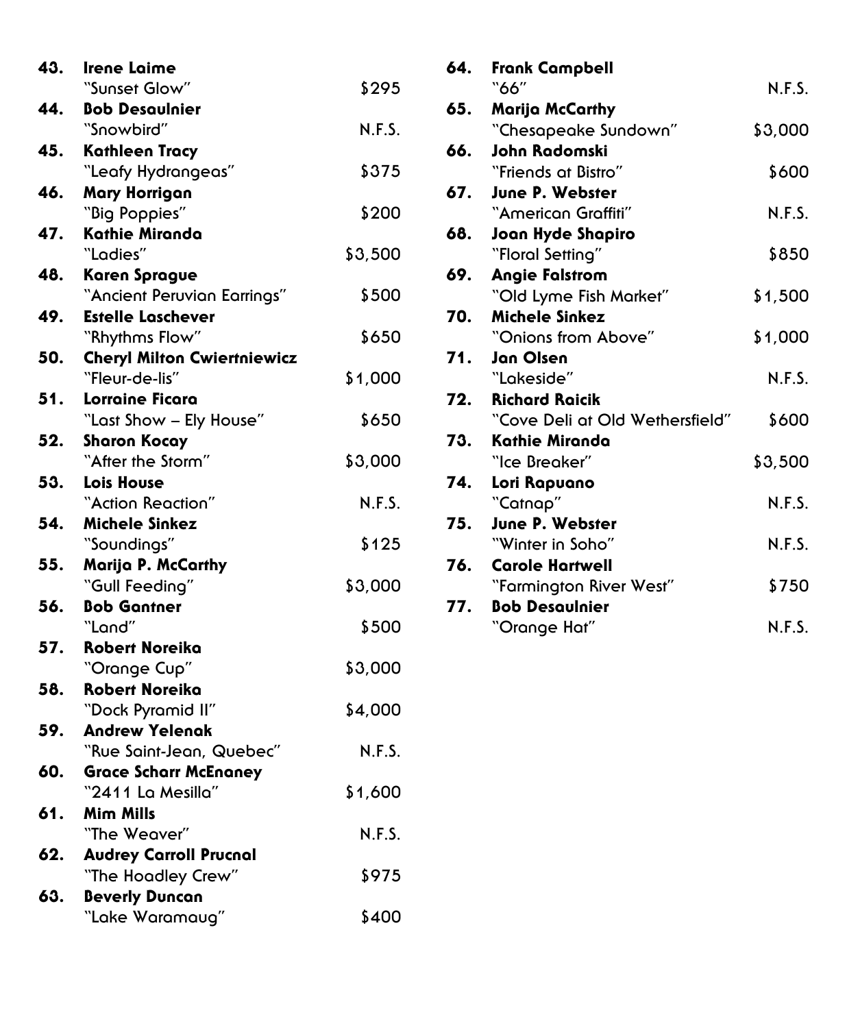**43. Irene Laime**
"Sunset Glow" $295

**44. Bob Desaulnier**
"Snowbird" N.F.S.

**45. Kathleen Tracy**
"Leafy Hydrangeas" $375

**46. Mary Horrigan**
"Big Poppies" $200

**47. Kathie Miranda**
"Ladies" $3,500

**48. Karen Sprague**
"Ancient Peruvian Earrings" $500

**49. Estelle Laschever**
"Rhythms Flow" $650

**50. Cheryl Milton Cwiertniewicz**
"Fleur-de-lis" $1,000

**51. Lorraine Ficara**
"Last Show – Ely House" $650

**52. Sharon Kocay**
"After the Storm" $3,000

**53. Lois House**
"Action Reaction" N.F.S.

**54. Michele Sinkez**
"Soundings" $125

**55. Marija P. McCarthy**
"Gull Feeding" $3,000

**56. Bob Gantner**
"Land" $500

**57. Robert Noreika**
"Orange Cup" $3,000

**58. Robert Noreika**
"Dock Pyramid II" $4,000

**59. Andrew Yelenak**
"Rue Saint-Jean, Quebec" N.F.S.

**60. Grace Scharr McEnaney**
"2411 La Mesilla" $1,600

**61. Mim Mills**
"The Weaver" N.F.S.

**62. Audrey Carroll Prucnal**
"The Hoadley Crew" $975

**63. Beverly Duncan**
"Lake Waramaug" $400

**64. Frank Campbell**
"66" N.F.S.

**65. Marija McCarthy**
"Chesapeake Sundown" $3,000

**66. John Radomski**
"Friends at Bistro" $600

**67. June P. Webster**
"American Graffiti" N.F.S.

**68. Joan Hyde Shapiro**
"Floral Setting" $850

**69. Angie Falstrom**
"Old Lyme Fish Market" $1,500

**70. Michele Sinkez**
"Onions from Above" $1,000

**71. Jan Olsen**
"Lakeside" N.F.S.

**72. Richard Raicik**
"Cove Deli at Old Wethersfield" $600

**73. Kathie Miranda**
"Ice Breaker" $3,500

**74. Lori Rapuano**
"Catnap" N.F.S.

**75. June P. Webster**
"Winter in Soho" N.F.S.

**76. Carole Hartwell**
"Farmington River West" $750

**77. Bob Desaulnier**
"Orange Hat" N.F.S.